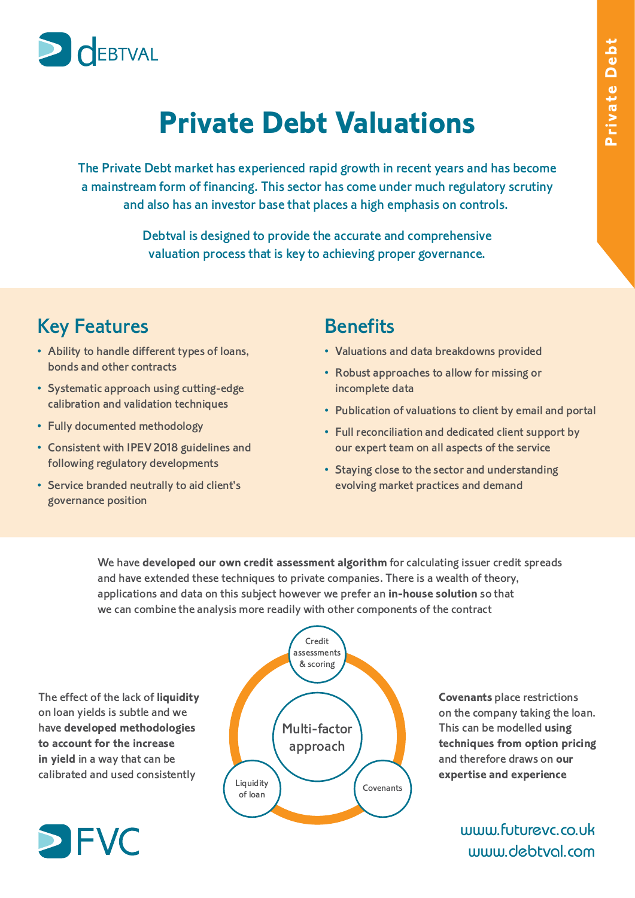DEBTVAL

Private Debt

# Private Debt Valuations

The Private Debt market has experienced rapid growth in recent years and has become a mainstream form of financing. This sector has come under much regulatory scrutiny and also has an investor base that places a high emphasis on controls.

Debtval is designed to provide the accurate and comprehensive valuation process that is key to achieving proper governance.

## Key Features

- Ability to handle different types of loans, bonds and other contracts
- Systematic approach using cutting-edge calibration and validation techniques
- Fully documented methodology
- Consistent with IPEV 2018 guidelines and following regulatory developments
- Service branded neutrally to aid client's governance position

## Benefits

- Valuations and data breakdowns provided
- Robust approaches to allow for missing or incomplete data
- Publication of valuations to client by email and portal
- Full reconciliation and dedicated client support by our expert team on all aspects of the service
- Staying close to the sector and understanding evolving market practices and demand

We have **developed our own credit assessment algorithm** for calculating issuer credit spreads and have extended these techniques to private companies. There is a wealth of theory, applications and data on this subject however we prefer an **in-house solution** so that we can combine the analysis more readily with other components of the contract

Multi-factor approach: Credit assessments & scoring; Liquidity of loan; Covenants

The effect of the lack of **liquidity** on loan yields is subtle and we have **developed methodologies to account for the increase in yield** in a way that can be calibrated and used consistently

**Covenants** place restrictions on the company taking the loan. This can be modelled **using techniques from option pricing** and therefore draws on **our expertise and experience**

FVC

www.futurevc.co.uk
www.debtval.com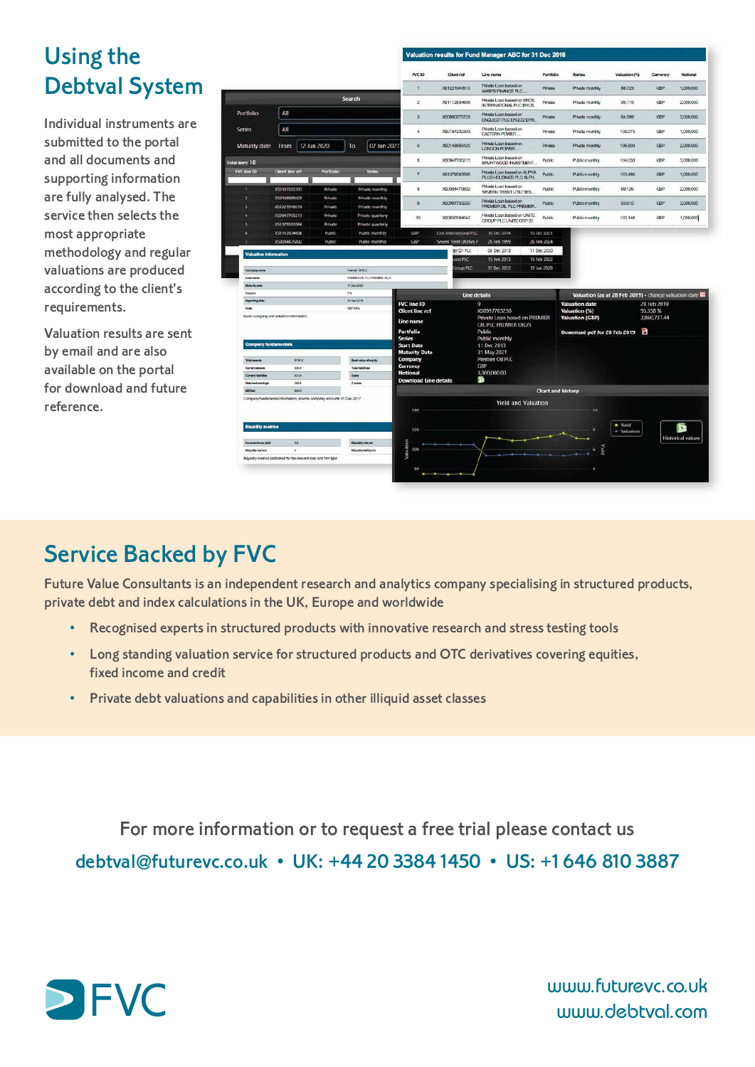# Using the Debtval System

Individual instruments are submitted to the portal and all documents and supporting information are fully analysed. The service then selects the most appropriate methodology and regular valuations are produced according to the client's requirements.

Valuation results are sent by email and are also available on the portal for download and future reference.

## Service Backed by FVC

Future Value Consultants is an independent research and analytics company specialising in structured products, private debt and index calculations in the UK, Europe and worldwide

- Recognised experts in structured products with innovative research and stress testing tools
- Long standing valuation service for structured products and OTC derivatives covering equities, fixed income and credit
- Private debt valuations and capabilities in other illiquid asset classes

For more information or to request a free trial please contact us

debtval@futurevc.co.uk • UK: +44 20 3384 1450 • US: +1 646 810 3887

FVC

www.futurevc.co.uk
www.debtval.com